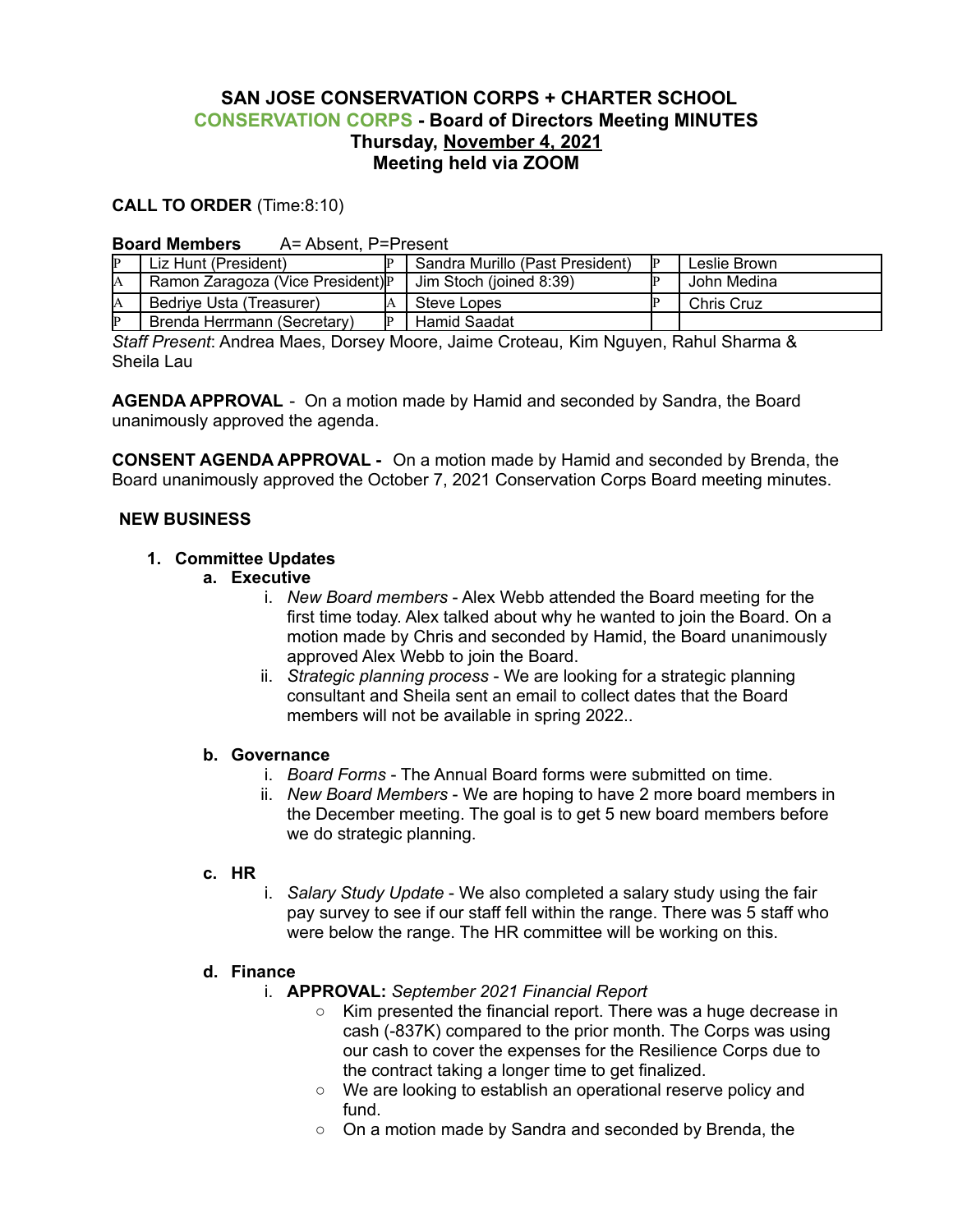# SAN JOSE CONSERVATION CORPS + CHARTER SCHOOL
## CONSERVATION CORPS - Board of Directors Meeting MINUTES
## Thursday, November 4, 2021
## Meeting held via ZOOM

**CALL TO ORDER** (Time:8:10)

**Board Members** A= Absent, P=Present

| | | | | | |
|---|---|---|---|---|---|
| P | Liz Hunt (President) | P | Sandra Murillo (Past President) | P | Leslie Brown |
| A | Ramon Zaragoza (Vice President) | P | Jim Stoch (joined 8:39) | P | John Medina |
| A | Bedriye Usta (Treasurer) | A | Steve Lopes | P | Chris Cruz |
| P | Brenda Herrmann (Secretary) | P | Hamid Saadat | | |

*Staff Present*: Andrea Maes, Dorsey Moore, Jaime Croteau, Kim Nguyen, Rahul Sharma & Sheila Lau

**AGENDA APPROVAL** - On a motion made by Hamid and seconded by Sandra, the Board unanimously approved the agenda.

**CONSENT AGENDA APPROVAL -** On a motion made by Hamid and seconded by Brenda, the Board unanimously approved the October 7, 2021 Conservation Corps Board meeting minutes.

**NEW BUSINESS**

1. **Committee Updates**
   a. **Executive**
      i. *New Board members* - Alex Webb attended the Board meeting for the first time today. Alex talked about why he wanted to join the Board. On a motion made by Chris and seconded by Hamid, the Board unanimously approved Alex Webb to join the Board.
      ii. *Strategic planning process* - We are looking for a strategic planning consultant and Sheila sent an email to collect dates that the Board members will not be available in spring 2022..

   b. **Governance**
      i. *Board Forms* - The Annual Board forms were submitted on time.
      ii. *New Board Members* - We are hoping to have 2 more board members in the December meeting. The goal is to get 5 new board members before we do strategic planning.

   c. **HR**
      i. *Salary Study Update* - We also completed a salary study using the fair pay survey to see if our staff fell within the range. There was 5 staff who were below the range. The HR committee will be working on this.

   d. **Finance**
      i. **APPROVAL:** *September 2021 Financial Report*
         - Kim presented the financial report. There was a huge decrease in cash (-837K) compared to the prior month. The Corps was using our cash to cover the expenses for the Resilience Corps due to the contract taking a longer time to get finalized.
         - We are looking to establish an operational reserve policy and fund.
         - On a motion made by Sandra and seconded by Brenda, the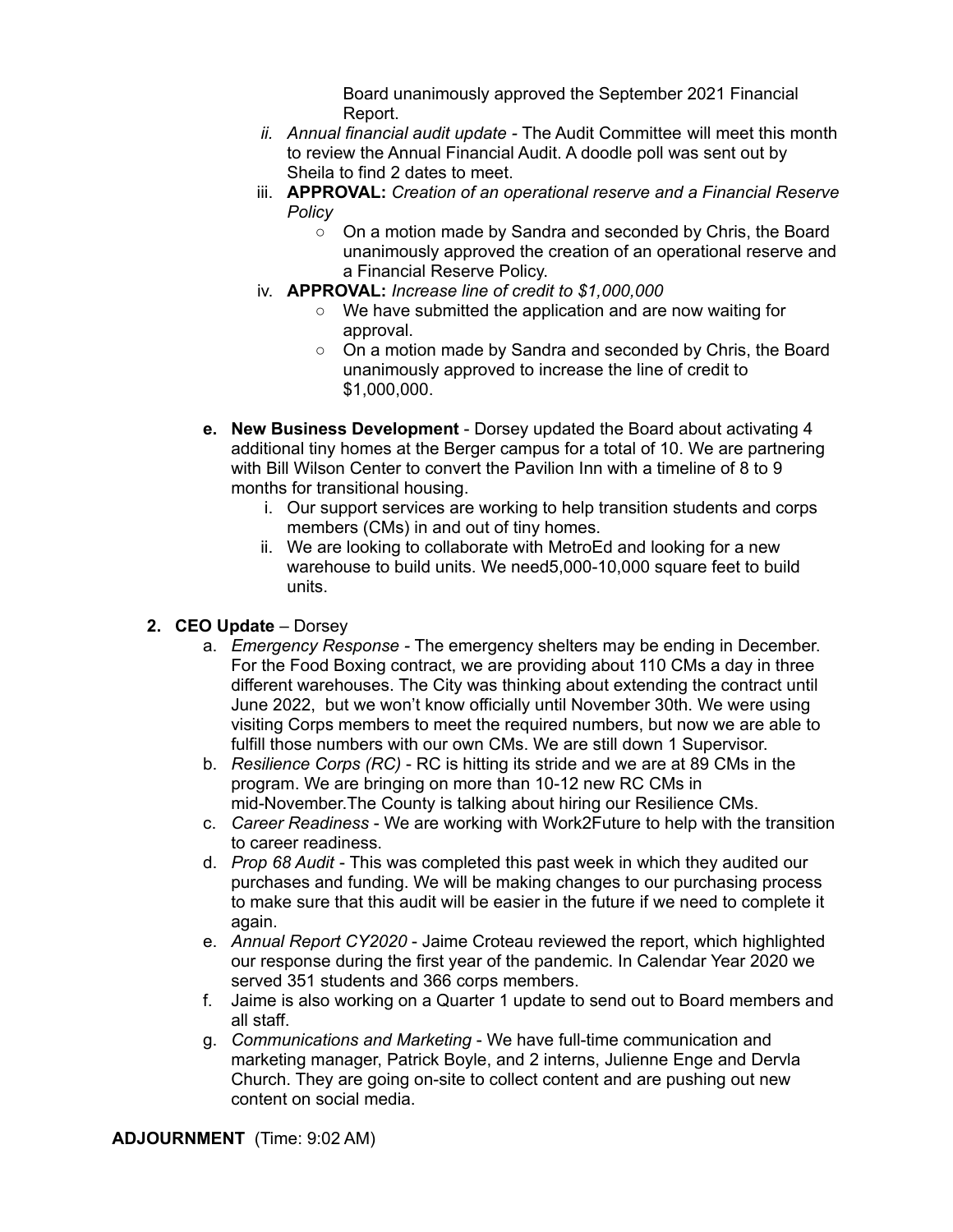Board unanimously approved the September 2021 Financial Report.

   ii. *Annual financial audit update* - The Audit Committee will meet this month to review the Annual Financial Audit. A doodle poll was sent out by Sheila to find 2 dates to meet.

   iii. **APPROVAL:** *Creation of an operational reserve and a Financial Reserve Policy*
      - On a motion made by Sandra and seconded by Chris, the Board unanimously approved the creation of an operational reserve and a Financial Reserve Policy.

   iv. **APPROVAL:** *Increase line of credit to $1,000,000*
      - We have submitted the application and are now waiting for approval.
      - On a motion made by Sandra and seconded by Chris, the Board unanimously approved to increase the line of credit to $1,000,000.

e. **New Business Development** - Dorsey updated the Board about activating 4 additional tiny homes at the Berger campus for a total of 10. We are partnering with Bill Wilson Center to convert the Pavilion Inn with a timeline of 8 to 9 months for transitional housing.

   i. Our support services are working to help transition students and corps members (CMs) in and out of tiny homes.

   ii. We are looking to collaborate with MetroEd and looking for a new warehouse to build units. We need5,000-10,000 square feet to build units.

2. **CEO Update** – Dorsey

   a. *Emergency Response* - The emergency shelters may be ending in December. For the Food Boxing contract, we are providing about 110 CMs a day in three different warehouses. The City was thinking about extending the contract until June 2022, but we won't know officially until November 30th. We were using visiting Corps members to meet the required numbers, but now we are able to fulfill those numbers with our own CMs. We are still down 1 Supervisor.

   b. *Resilience Corps (RC)* - RC is hitting its stride and we are at 89 CMs in the program. We are bringing on more than 10-12 new RC CMs in mid-November.The County is talking about hiring our Resilience CMs.

   c. *Career Readiness* - We are working with Work2Future to help with the transition to career readiness.

   d. *Prop 68 Audit* - This was completed this past week in which they audited our purchases and funding. We will be making changes to our purchasing process to make sure that this audit will be easier in the future if we need to complete it again.

   e. *Annual Report CY2020* - Jaime Croteau reviewed the report, which highlighted our response during the first year of the pandemic. In Calendar Year 2020 we served 351 students and 366 corps members.

   f. Jaime is also working on a Quarter 1 update to send out to Board members and all staff.

   g. *Communications and Marketing* - We have full-time communication and marketing manager, Patrick Boyle, and 2 interns, Julienne Enge and Dervla Church. They are going on-site to collect content and are pushing out new content on social media.

**ADJOURNMENT** (Time: 9:02 AM)